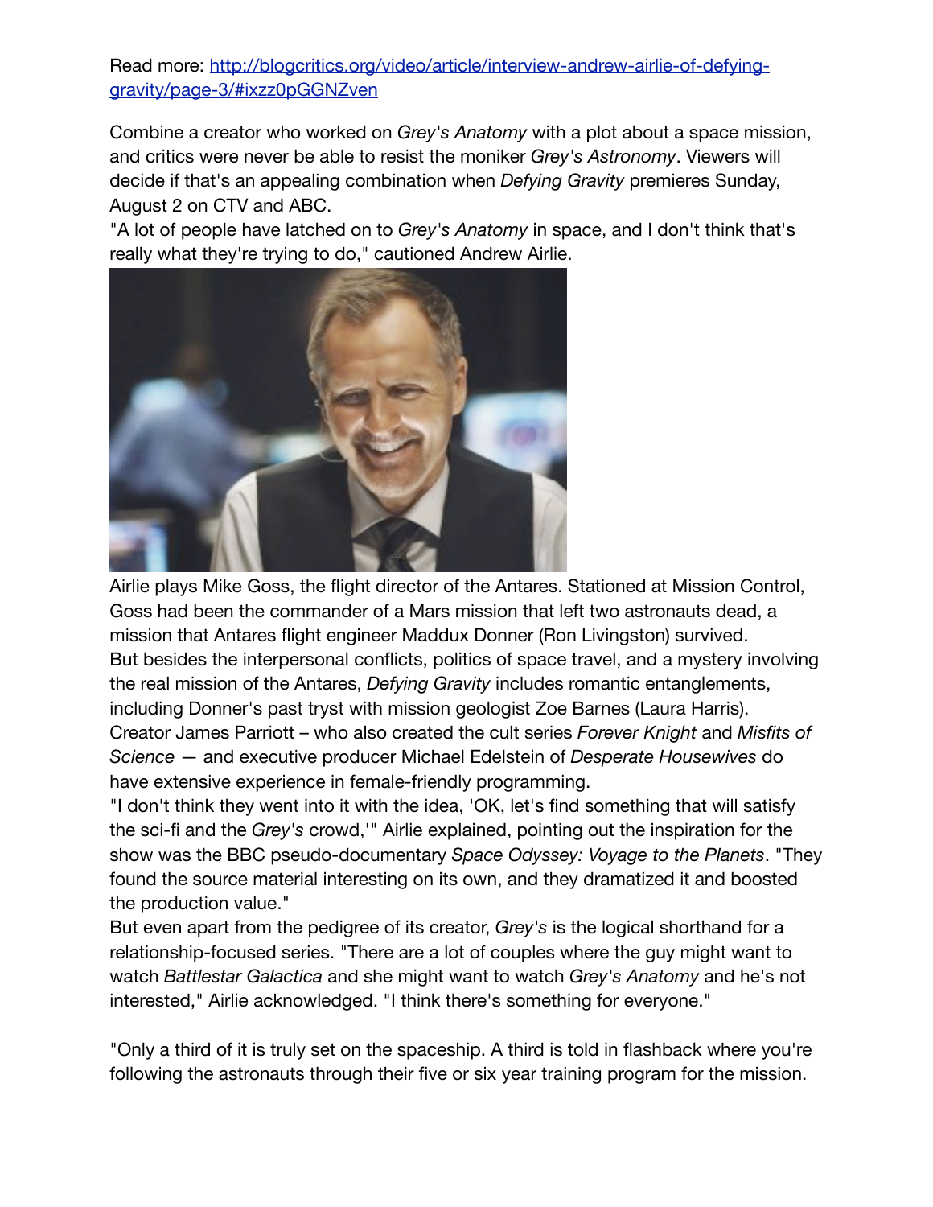Read more: [http://blogcritics.org/video/article/interview-andrew-airlie-of-defying-gravity/page-3/#ixzz0pGGNZven](http://blogcritics.org/video/article/interview-andrew-airlie-of-defying-gravity/page-3/#ixzz0pGGNZven)

Combine a creator who worked on *Grey's Anatomy* with a plot about a space mission, and critics were never be able to resist the moniker *Grey's Astronomy*. Viewers will decide if that's an appealing combination when *Defying Gravity* premieres Sunday, August 2 on CTV and ABC.

"A lot of people have latched on to *Grey's Anatomy* in space, and I don't think that's really what they're trying to do," cautioned Andrew Airlie.

Airlie plays Mike Goss, the flight director of the Antares. Stationed at Mission Control, Goss had been the commander of a Mars mission that left two astronauts dead, a mission that Antares flight engineer Maddux Donner (Ron Livingston) survived.

But besides the interpersonal conflicts, politics of space travel, and a mystery involving the real mission of the Antares, *Defying Gravity* includes romantic entanglements, including Donner's past tryst with mission geologist Zoe Barnes (Laura Harris).

Creator James Parriott – who also created the cult series *Forever Knight* and *Misfits of Science* — and executive producer Michael Edelstein of *Desperate Housewives* do have extensive experience in female-friendly programming.

"I don't think they went into it with the idea, 'OK, let's find something that will satisfy the sci-fi and the *Grey's* crowd,'" Airlie explained, pointing out the inspiration for the show was the BBC pseudo-documentary *Space Odyssey: Voyage to the Planets*. "They found the source material interesting on its own, and they dramatized it and boosted the production value."

But even apart from the pedigree of its creator, *Grey's* is the logical shorthand for a relationship-focused series. "There are a lot of couples where the guy might want to watch *Battlestar Galactica* and she might want to watch *Grey's Anatomy* and he's not interested," Airlie acknowledged. "I think there's something for everyone."

"Only a third of it is truly set on the spaceship. A third is told in flashback where you're following the astronauts through their five or six year training program for the mission.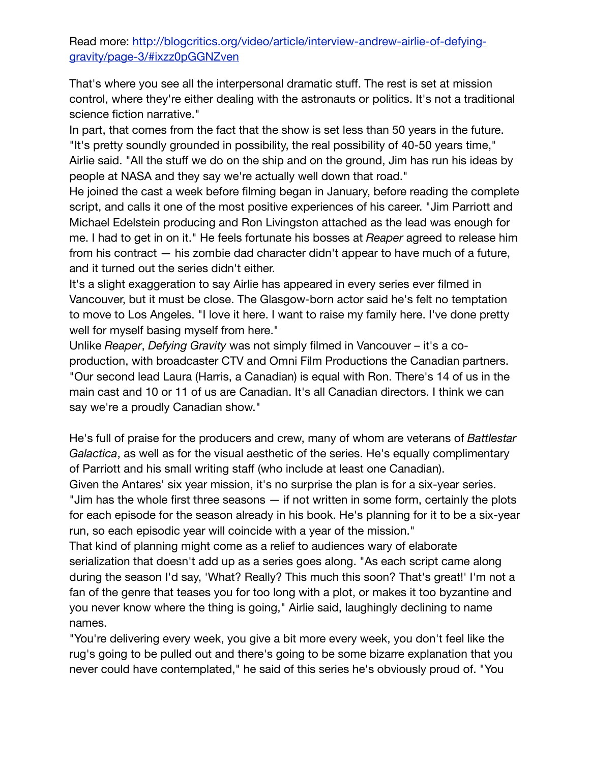Read more: http://blogcritics.org/video/article/interview-andrew-airlie-of-defying-gravity/page-3/#ixzz0pGGNZven

That's where you see all the interpersonal dramatic stuff. The rest is set at mission control, where they're either dealing with the astronauts or politics. It's not a traditional science fiction narrative."

In part, that comes from the fact that the show is set less than 50 years in the future. "It's pretty soundly grounded in possibility, the real possibility of 40-50 years time," Airlie said. "All the stuff we do on the ship and on the ground, Jim has run his ideas by people at NASA and they say we're actually well down that road."

He joined the cast a week before filming began in January, before reading the complete script, and calls it one of the most positive experiences of his career. "Jim Parriott and Michael Edelstein producing and Ron Livingston attached as the lead was enough for me. I had to get in on it." He feels fortunate his bosses at *Reaper* agreed to release him from his contract — his zombie dad character didn't appear to have much of a future, and it turned out the series didn't either.

It's a slight exaggeration to say Airlie has appeared in every series ever filmed in Vancouver, but it must be close. The Glasgow-born actor said he's felt no temptation to move to Los Angeles. "I love it here. I want to raise my family here. I've done pretty well for myself basing myself from here."

Unlike *Reaper*, *Defying Gravity* was not simply filmed in Vancouver – it's a co-production, with broadcaster CTV and Omni Film Productions the Canadian partners. "Our second lead Laura (Harris, a Canadian) is equal with Ron. There's 14 of us in the main cast and 10 or 11 of us are Canadian. It's all Canadian directors. I think we can say we're a proudly Canadian show."

He's full of praise for the producers and crew, many of whom are veterans of *Battlestar Galactica*, as well as for the visual aesthetic of the series. He's equally complimentary of Parriott and his small writing staff (who include at least one Canadian).

Given the Antares' six year mission, it's no surprise the plan is for a six-year series. "Jim has the whole first three seasons — if not written in some form, certainly the plots for each episode for the season already in his book. He's planning for it to be a six-year run, so each episodic year will coincide with a year of the mission."

That kind of planning might come as a relief to audiences wary of elaborate serialization that doesn't add up as a series goes along. "As each script came along during the season I'd say, 'What? Really? This much this soon? That's great!' I'm not a fan of the genre that teases you for too long with a plot, or makes it too byzantine and you never know where the thing is going," Airlie said, laughingly declining to name names.

"You're delivering every week, you give a bit more every week, you don't feel like the rug's going to be pulled out and there's going to be some bizarre explanation that you never could have contemplated," he said of this series he's obviously proud of. "You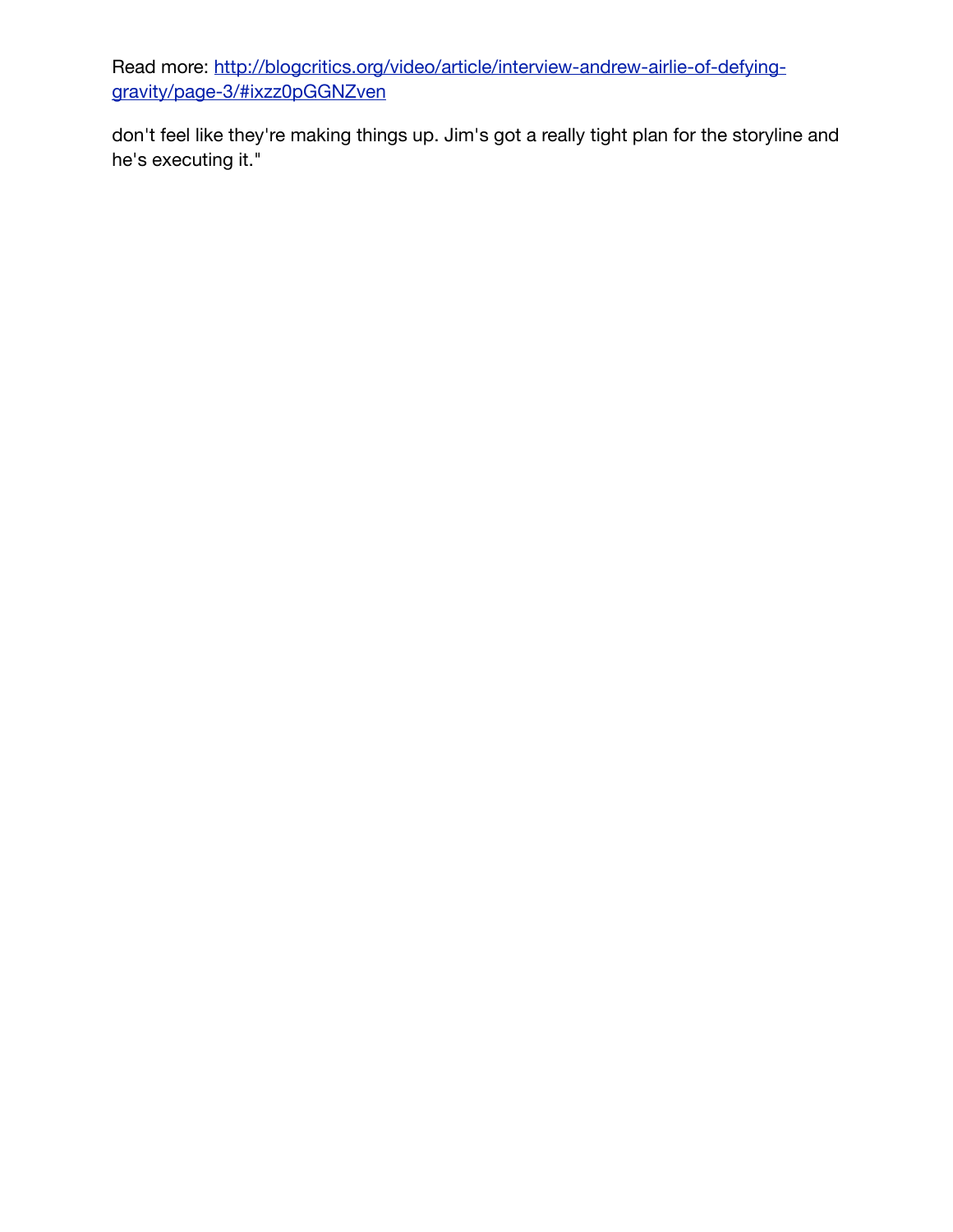Read more: [http://blogcritics.org/video/article/interview-andrew-airlie-of-defying-gravity/page-3/#ixzz0pGGNZven](http://blogcritics.org/video/article/interview-andrew-airlie-of-defying-gravity/page-3/#ixzz0pGGNZven)

don't feel like they're making things up. Jim's got a really tight plan for the storyline and he's executing it."